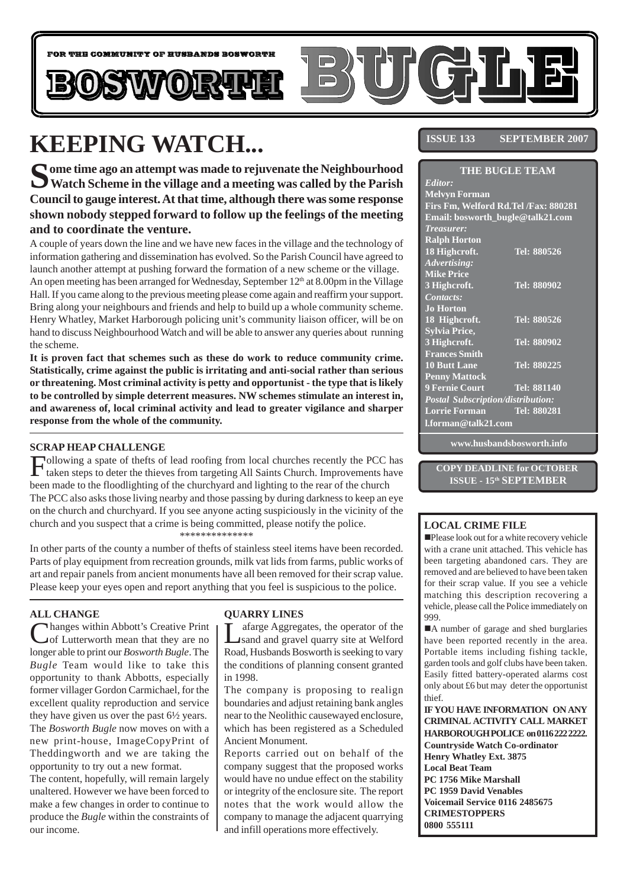FOR THE COMMUNITY OF HUSBANDS BOSWORTH

# BOSWORTH BUGLE

**ISSUE 133 SEPTEMBER 2007**

# KEEPING WATCH...

**Some time ago an attempt was made to rejuvenate the Neighbourhood Watch Scheme in the village and a meeting was called by the Parish Council to gauge interest. At that time, although there was some response shown nobody stepped forward to follow up the feelings of the meeting and to coordinate the venture.**

A couple of years down the line and we have new faces in the village and the technology of information gathering and dissemination has evolved. So the Parish Council have agreed to launch another attempt at pushing forward the formation of a new scheme or the village.

An open meeting has been arranged for Wednesday, September 12th at 8.00pm in the Village Hall. If you came along to the previous meeting please come again and reaffirm your support. Bring along your neighbours and friends and help to build up a whole community scheme. Henry Whatley, Market Harborough policing unit's community liaison officer, will be on hand to discuss Neighbourhood Watch and will be able to answer any queries about running the scheme.

**It is proven fact that schemes such as these do work to reduce community crime. Statistically, crime against the public is irritating and anti-social rather than serious or threatening. Most criminal activity is petty and opportunist - the type that is likely to be controlled by simple deterrent measures. NW schemes stimulate an interest in, and awareness of, local criminal activity and lead to greater vigilance and sharper response from the whole of the community.**

### SCRAP HEAP CHALLENGE

Following a spate of thefts of lead roofing from local churches recently the PCC has taken steps to deter the thieves from targeting All Saints Church. Improvements have been made to the floodlighting of the churchyard and lighting to the rear of the church

The PCC also asks those living nearby and those passing by during darkness to keep an eye on the church and churchyard. If you see anyone acting suspiciously in the vicinity of the church and you suspect that a crime is being committed, please notify the police.

**************

In other parts of the county a number of thefts of stainless steel items have been recorded. Parts of play equipment from recreation grounds, milk vat lids from farms, public works of art and repair panels from ancient monuments have all been removed for their scrap value. Please keep your eyes open and report anything that you feel is suspicious to the police.

### ALL CHANGE

Changes within Abbott's Creative Print of Lutterworth mean that they are no longer able to print our *Bosworth Bugle*. The *Bugle* Team would like to take this opportunity to thank Abbotts, especially former villager Gordon Carmichael, for the excellent quality reproduction and service they have given us over the past 6½ years.

The *Bosworth Bugle* now moves on with a new print-house, ImageCopyPrint of Theddingworth and we are taking the opportunity to try out a new format.

The content, hopefully, will remain largely unaltered. However we have been forced to make a few changes in order to continue to produce the *Bugle* within the constraints of our income.

### QUARRY LINES

Lafarge Aggregates, the operator of the sand and gravel quarry site at Welford Road, Husbands Bosworth is seeking to vary the conditions of planning consent granted in 1998.

The company is proposing to realign boundaries and adjust retaining bank angles near to the Neolithic causewayed enclosure, which has been registered as a Scheduled Ancient Monument.

Reports carried out on behalf of the company suggest that the proposed works would have no undue effect on the stability or integrity of the enclosure site. The report notes that the work would allow the company to manage the adjacent quarrying and infill operations more effectively.

---

**THE BUGLE TEAM**

*Editor:*
**Melvyn Forman**
**Firs Fm, Welford Rd.Tel /Fax: 880281**
**Email: bosworth_bugle@talk21.com**

*Treasurer:*
**Ralph Horton**
**18 Highcroft. Tel: 880526**

*Advertising:*
**Mike Price**
**3 Highcroft. Tel: 880902**

*Contacts:*
**Jo Horton**
**18 Highcroft. Tel: 880526**
**Sylvia Price,**
**3 Highcroft. Tel: 880902**
**Frances Smith**
**10 Butt Lane Tel: 880225**
**Penny Mattock**
**9 Fernie Court Tel: 881140**

*Postal Subscription/distribution:*
**Lorrie Forman Tel: 880281**
**l.forman@talk21.com**

**www.husbandsbosworth.info**

**COPY DEADLINE for OCTOBER ISSUE - 15th SEPTEMBER**

---

### LOCAL CRIME FILE

- Please look out for a white recovery vehicle with a crane unit attached. This vehicle has been targeting abandoned cars. They are removed and are believed to have been taken for their scrap value. If you see a vehicle matching this description recovering a vehicle, please call the Police immediately on 999.
- A number of garage and shed burglaries have been reported recently in the area. Portable items including fishing tackle, garden tools and golf clubs have been taken. Easily fitted battery-operated alarms cost only about £6 but may deter the opportunist thief.

**IF YOU HAVE INFORMATION ON ANY CRIMINAL ACTIVITY CALL MARKET HARBOROUGH POLICE on 0116 222 2222.**
**Countryside Watch Co-ordinator**
**Henry Whatley Ext. 3875**
**Local Beat Team**
**PC 1756 Mike Marshall**
**PC 1959 David Venables**
**Voicemail Service 0116 2485675**
**CRIMESTOPPERS**
**0800 555111**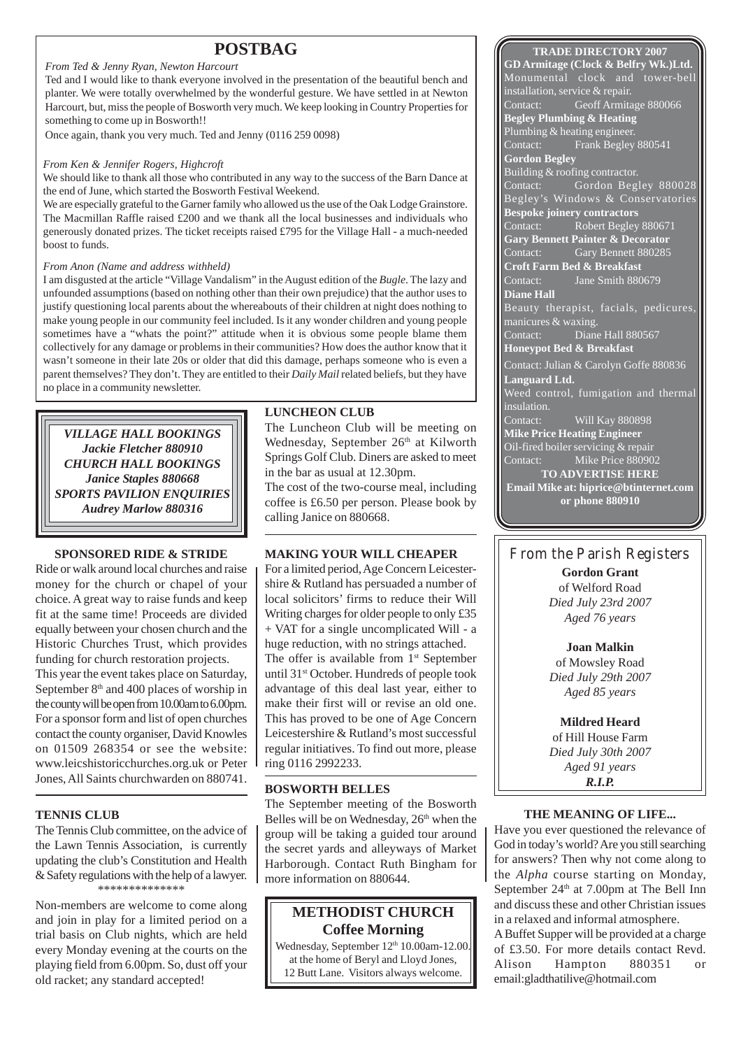# POSTBAG

*From Ted & Jenny Ryan, Newton Harcourt*

Ted and I would like to thank everyone involved in the presentation of the beautiful bench and planter. We were totally overwhelmed by the wonderful gesture. We have settled in at Newton Harcourt, but, miss the people of Bosworth very much. We keep looking in Country Properties for something to come up in Bosworth!!

Once again, thank you very much. Ted and Jenny (0116 259 0098)

*From Ken & Jennifer Rogers, Highcroft*

We should like to thank all those who contributed in any way to the success of the Barn Dance at the end of June, which started the Bosworth Festival Weekend.

We are especially grateful to the Garner family who allowed us the use of the Oak Lodge Grainstore. The Macmillan Raffle raised £200 and we thank all the local businesses and individuals who generously donated prizes. The ticket receipts raised £795 for the Village Hall - a much-needed boost to funds.

*From Anon (Name and address withheld)*

I am disgusted at the article "Village Vandalism" in the August edition of the *Bugle*. The lazy and unfounded assumptions (based on nothing other than their own prejudice) that the author uses to justify questioning local parents about the whereabouts of their children at night does nothing to make young people in our community feel included. Is it any wonder children and young people sometimes have a "whats the point?" attitude when it is obvious some people blame them collectively for any damage or problems in their communities? How does the author know that it wasn't someone in their late 20s or older that did this damage, perhaps someone who is even a parent themselves? They don't. They are entitled to their *Daily Mail* related beliefs, but they have no place in a community newsletter.

***VILLAGE HALL BOOKINGS***
***Jackie Fletcher 880910***
***CHURCH HALL BOOKINGS***
***Janice Staples 880668***
***SPORTS PAVILION ENQUIRIES***
***Audrey Marlow 880316***

**SPONSORED RIDE & STRIDE**

Ride or walk around local churches and raise money for the church or chapel of your choice. A great way to raise funds and keep fit at the same time! Proceeds are divided equally between your chosen church and the Historic Churches Trust, which provides funding for church restoration projects.

This year the event takes place on Saturday, September 8th and 400 places of worship in the county will be open from 10.00am to 6.00pm. For a sponsor form and list of open churches contact the county organiser, David Knowles on 01509 268354 or see the website: www.leicshistoricchurches.org.uk or Peter Jones, All Saints churchwarden on 880741.

**TENNIS CLUB**

The Tennis Club committee, on the advice of the Lawn Tennis Association, is currently updating the club's Constitution and Health & Safety regulations with the help of a lawyer.

\*\*\*\*\*\*\*\*\*\*\*\*\*\*

Non-members are welcome to come along and join in play for a limited period on a trial basis on Club nights, which are held every Monday evening at the courts on the playing field from 6.00pm. So, dust off your old racket; any standard accepted!

**LUNCHEON CLUB**

The Luncheon Club will be meeting on Wednesday, September 26th at Kilworth Springs Golf Club. Diners are asked to meet in the bar as usual at 12.30pm.

The cost of the two-course meal, including coffee is £6.50 per person. Please book by calling Janice on 880668.

**MAKING YOUR WILL CHEAPER**

For a limited period, Age Concern Leicestershire & Rutland has persuaded a number of local solicitors' firms to reduce their Will Writing charges for older people to only £35 + VAT for a single uncomplicated Will - a huge reduction, with no strings attached.

The offer is available from 1st September until 31st October. Hundreds of people took advantage of this deal last year, either to make their first will or revise an old one. This has proved to be one of Age Concern Leicestershire & Rutland's most successful regular initiatives. To find out more, please ring 0116 2992233.

**BOSWORTH BELLES**

The September meeting of the Bosworth Belles will be on Wednesday, 26th when the group will be taking a guided tour around the secret yards and alleyways of Market Harborough. Contact Ruth Bingham for more information on 880644.

## METHODIST CHURCH
## Coffee Morning

Wednesday, September 12th 10.00am-12.00. at the home of Beryl and Lloyd Jones, 12 Butt Lane. Visitors always welcome.

**TRADE DIRECTORY 2007**

**GD Armitage (Clock & Belfry Wk.)Ltd.**
Monumental clock and tower-bell installation, service & repair.
Contact: Geoff Armitage 880066

**Begley Plumbing & Heating**
Plumbing & heating engineer.
Contact: Frank Begley 880541

**Gordon Begley**
Building & roofing contractor.
Contact: Gordon Begley 880028

Begley's Windows & Conservatories
**Bespoke joinery contractors**
Contact: Robert Begley 880671

**Gary Bennett Painter & Decorator**
Contact: Gary Bennett 880285

**Croft Farm Bed & Breakfast**
Contact: Jane Smith 880679

**Diane Hall**
Beauty therapist, facials, pedicures, manicures & waxing.
Contact: Diane Hall 880567

**Honeypot Bed & Breakfast**
Contact: Julian & Carolyn Goffe 880836

**Languard Ltd.**
Weed control, fumigation and thermal insulation.
Contact: Will Kay 880898

**Mike Price Heating Engineer**
Oil-fired boiler servicing & repair
Contact: Mike Price 880902

**TO ADVERTISE HERE**
**Email Mike at: hiprice@btinternet.com or phone 880910**

## From the Parish Registers

**Gordon Grant**
of Welford Road
*Died July 23rd 2007*
*Aged 76 years*

**Joan Malkin**
of Mowsley Road
*Died July 29th 2007*
*Aged 85 years*

**Mildred Heard**
of Hill House Farm
*Died July 30th 2007*
*Aged 91 years*

***R.I.P.***

**THE MEANING OF LIFE...**

Have you ever questioned the relevance of God in today's world? Are you still searching for answers? Then why not come along to the *Alpha* course starting on Monday, September 24th at 7.00pm at The Bell Inn and discuss these and other Christian issues in a relaxed and informal atmosphere.

A Buffet Supper will be provided at a charge of £3.50. For more details contact Revd. Alison Hampton 880351 or email:gladthatilive@hotmail.com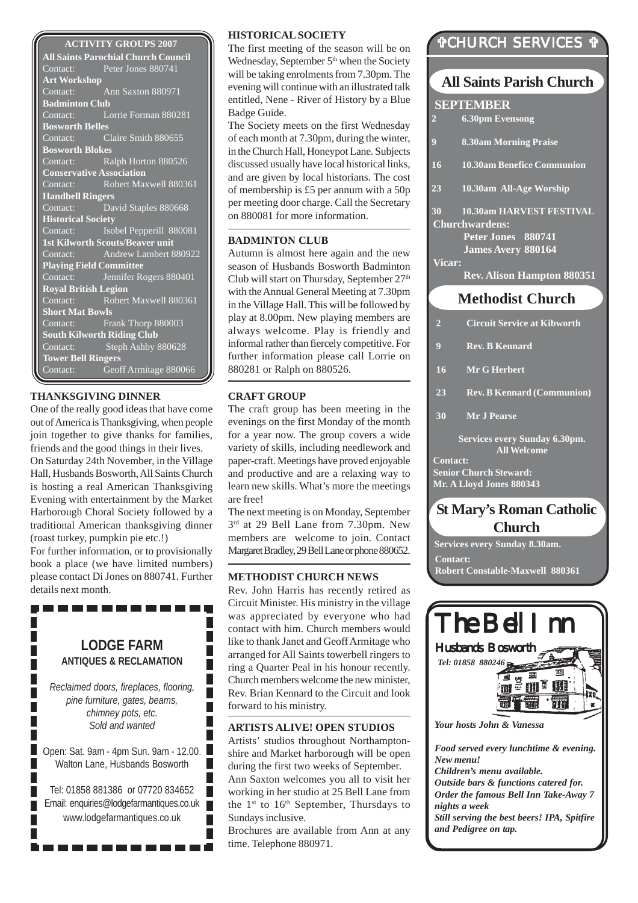## ACTIVITY GROUPS 2007

**All Saints Parochial Church Council**
Contact: Peter Jones 880741

**Art Workshop**
Contact: Ann Saxton 880971

**Badminton Club**
Contact: Lorrie Forman 880281

**Bosworth Belles**
Contact: Claire Smith 880655

**Bosworth Blokes**
Contact: Ralph Horton 880526

**Conservative Association**
Contact: Robert Maxwell 880361

**Handbell Ringers**
Contact: David Staples 880668

**Historical Society**
Contact: Isobel Pepperill 880081

**1st Kilworth Scouts/Beaver unit**
Contact: Andrew Lambert 880922

**Playing Field Committee**
Contact: Jennifer Rogers 880401

**Royal British Legion**
Contact: Robert Maxwell 880361

**Short Mat Bowls**
Contact: Frank Thorp 880003

**South Kilworth Riding Club**
Contact: Steph Ashby 880628

**Tower Bell Ringers**
Contact: Geoff Armitage 880066

### THANKSGIVING DINNER

One of the really good ideas that have come out of America is Thanksgiving, when people join together to give thanks for families, friends and the good things in their lives.

On Saturday 24th November, in the Village Hall, Husbands Bosworth, All Saints Church is hosting a real American Thanksgiving Evening with entertainment by the Market Harborough Choral Society followed by a traditional American thanksgiving dinner (roast turkey, pumpkin pie etc.!)

For further information, or to provisionally book a place (we have limited numbers) please contact Di Jones on 880741. Further details next month.

## LODGE FARM
**ANTIQUES & RECLAMATION**

*Reclaimed doors, fireplaces, flooring, pine furniture, gates, beams, chimney pots, etc. Sold and wanted*

Open: Sat. 9am - 4pm Sun. 9am - 12.00.
Walton Lane, Husbands Bosworth

Tel: 01858 881386 or 07720 834652
Email: enquiries@lodgefarmantiques.co.uk
www.lodgefarmantiques.co.uk

### HISTORICAL SOCIETY

The first meeting of the season will be on Wednesday, September 5th when the Society will be taking enrolments from 7.30pm. The evening will continue with an illustrated talk entitled, Nene - River of History by a Blue Badge Guide.

The Society meets on the first Wednesday of each month at 7.30pm, during the winter, in the Church Hall, Honeypot Lane. Subjects discussed usually have local historical links, and are given by local historians. The cost of membership is £5 per annum with a 50p per meeting door charge. Call the Secretary on 880081 for more information.

### BADMINTON CLUB

Autumn is almost here again and the new season of Husbands Bosworth Badminton Club will start on Thursday, September 27th with the Annual General Meeting at 7.30pm in the Village Hall. This will be followed by play at 8.00pm. New playing members are always welcome. Play is friendly and informal rather than fiercely competitive. For further information please call Lorrie on 880281 or Ralph on 880526.

### CRAFT GROUP

The craft group has been meeting in the evenings on the first Monday of the month for a year now. The group covers a wide variety of skills, including needlework and paper-craft. Meetings have proved enjoyable and productive and are a relaxing way to learn new skills. What's more the meetings are free!

The next meeting is on Monday, September 3rd at 29 Bell Lane from 7.30pm. New members are welcome to join. Contact Margaret Bradley, 29 Bell Lane or phone 880652.

### METHODIST CHURCH NEWS

Rev. John Harris has recently retired as Circuit Minister. His ministry in the village was appreciated by everyone who had contact with him. Church members would like to thank Janet and Geoff Armitage who arranged for All Saints towerbell ringers to ring a Quarter Peal in his honour recently. Church members welcome the new minister, Rev. Brian Kennard to the Circuit and look forward to his ministry.

### ARTISTS ALIVE! OPEN STUDIOS

Artists' studios throughout Northamptonshire and Market harborough will be open during the first two weeks of September.

Ann Saxton welcomes you all to visit her working in her studio at 25 Bell Lane from the 1st to 16th September, Thursdays to Sundays inclusive.

Brochures are available from Ann at any time. Telephone 880971.

## ✞CHURCH SERVICES ✞

### All Saints Parish Church

**SEPTEMBER**

- **2** 6.30pm Evensong
- **9** 8.30am Morning Praise
- **16** 10.30am Benefice Communion
- **23** 10.30am All-Age Worship
- **30** 10.30am HARVEST FESTIVAL

**Churchwardens:**
Peter Jones 880741
James Avery 880164

**Vicar:**
Rev. Alison Hampton 880351

### Methodist Church

- **2** Circuit Service at Kibworth
- **9** Rev. B Kennard
- **16** Mr G Herbert
- **23** Rev. B Kennard (Communion)
- **30** Mr J Pearse

**Services every Sunday 6.30pm. All Welcome**

**Contact:**
**Senior Church Steward:**
**Mr. A Lloyd Jones 880343**

### St Mary's Roman Catholic Church

**Services every Sunday 8.30am.**

**Contact:**
**Robert Constable-Maxwell 880361**

## The Bell Inn
**Husbands Bosworth**
*Tel: 01858 880246*

*Your hosts John & Vanessa*

***Food served every lunchtime & evening. New menu!***
***Children's menu available.***
***Outside bars & functions catered for.***
***Order the famous Bell Inn Take-Away 7 nights a week***
***Still serving the best beers! IPA, Spitfire and Pedigree on tap.***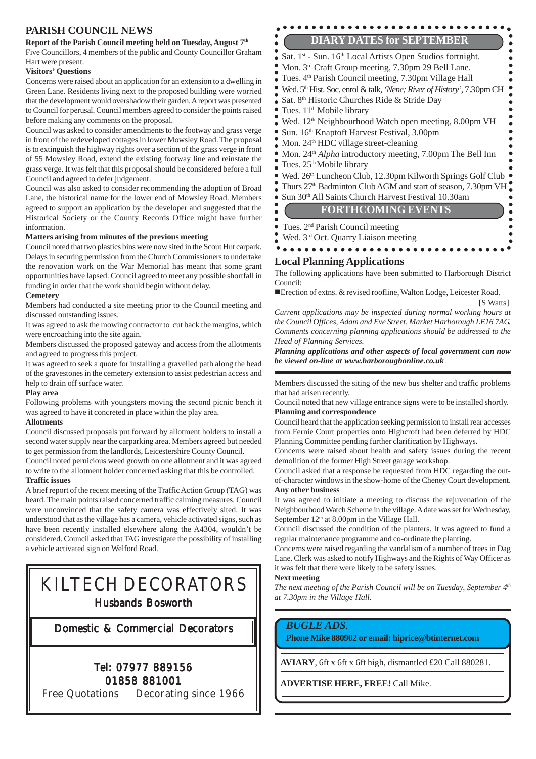## PARISH COUNCIL NEWS

**Report of the Parish Council meeting held on Tuesday, August 7th**

Five Councillors, 4 members of the public and County Councillor Graham Hart were present.

**Visitors' Questions**

Concerns were raised about an application for an extension to a dwelling in Green Lane. Residents living next to the proposed building were worried that the development would overshadow their garden. A report was presented to Council for perusal. Council members agreed to consider the points raised before making any comments on the proposal.

Council was asked to consider amendments to the footway and grass verge in front of the redeveloped cottages in lower Mowsley Road. The proposal is to extinguish the highway rights over a section of the grass verge in front of 55 Mowsley Road, extend the existing footway line and reinstate the grass verge. It was felt that this proposal should be considered before a full Council and agreed to defer judgement.

Council was also asked to consider recommending the adoption of Broad Lane, the historical name for the lower end of Mowsley Road. Members agreed to support an application by the developer and suggested that the Historical Society or the County Records Office might have further information.

**Matters arising from minutes of the previous meeting**

Council noted that two plastics bins were now sited in the Scout Hut carpark. Delays in securing permission from the Church Commissioners to undertake the renovation work on the War Memorial has meant that some grant opportunities have lapsed. Council agreed to meet any possible shortfall in funding in order that the work should begin without delay.

**Cemetery**

Members had conducted a site meeting prior to the Council meeting and discussed outstanding issues.

It was agreed to ask the mowing contractor to cut back the margins, which were encroaching into the site again.

Members discussed the proposed gateway and access from the allotments and agreed to progress this project.

It was agreed to seek a quote for installing a gravelled path along the head of the gravestones in the cemetery extension to assist pedestrian access and help to drain off surface water.

**Play area**

Following problems with youngsters moving the second picnic bench it was agreed to have it concreted in place within the play area.

**Allotments**

Council discussed proposals put forward by allotment holders to install a second water supply near the carparking area. Members agreed but needed to get permission from the landlords, Leicestershire County Council.

Council noted pernicious weed growth on one allotment and it was agreed to write to the allotment holder concerned asking that this be controlled.

**Traffic issues**

A brief report of the recent meeting of the Traffic Action Group (TAG) was heard. The main points raised concerned traffic calming measures. Council were unconvinced that the safety camera was effectively sited. It was understood that as the village has a camera, vehicle activated signs, such as have been recently installed elsewhere along the A4304, wouldn't be considered. Council asked that TAG investigate the possibility of installing a vehicle activated sign on Welford Road.

Members discussed the siting of the new bus shelter and traffic problems that had arisen recently.

Council noted that new village entrance signs were to be installed shortly.

**Planning and correspondence**

Council heard that the application seeking permission to install rear accesses from Fernie Court properties onto Highcroft had been deferred by HDC Planning Committee pending further clarification by Highways.

Concerns were raised about health and safety issues during the recent demolition of the former High Street garage workshop.

Council asked that a response be requested from HDC regarding the out-of-character windows in the show-home of the Cheney Court development.

**Any other business**

It was agreed to initiate a meeting to discuss the rejuvenation of the Neighbourhood Watch Scheme in the village. A date was set for Wednesday, September 12th at 8.00pm in the Village Hall.

Council discussed the condition of the planters. It was agreed to fund a regular maintenance programme and co-ordinate the planting.

Concerns were raised regarding the vandalism of a number of trees in Dag Lane. Clerk was asked to notify Highways and the Rights of Way Officer as it was felt that there were likely to be safety issues.

**Next meeting**

*The next meeting of the Parish Council will be on Tuesday, September 4th at 7.30pm in the Village Hall.*

---

# KILTECH DECORATORS

Husbands Bosworth

Domestic & Commercial Decorators

Tel: 07977 889156
01858 881001

Free Quotations Decorating since 1966

---

## DIARY DATES for SEPTEMBER

- Sat. 1st - Sun. 16th Local Artists Open Studios fortnight.
- Mon. 3rd Craft Group meeting, 7.30pm 29 Bell Lane.
- Tues. 4th Parish Council meeting, 7.30pm Village Hall
- Wed. 5th Hist. Soc. enrol & talk, *'Nene; River of History'*, 7.30pm CH
- Sat. 8th Historic Churches Ride & Stride Day
- Tues. 11th Mobile library
- Wed. 12th Neighbourhood Watch open meeting, 8.00pm VH
- Sun. 16th Knaptoft Harvest Festival, 3.00pm
- Mon. 24th HDC village street-cleaning
- Mon. 24th *Alpha* introductory meeting, 7.00pm The Bell Inn
- Tues. 25th Mobile library
- Wed. 26th Luncheon Club, 12.30pm Kilworth Springs Golf Club
- Thurs 27th Badminton Club AGM and start of season, 7.30pm VH
- Sun 30th All Saints Church Harvest Festival 10.30am

## FORTHCOMING EVENTS

- Tues. 2nd Parish Council meeting
- Wed. 3rd Oct. Quarry Liaison meeting

## Local Planning Applications

The following applications have been submitted to Harborough District Council:

- Erection of extns. & revised roofline, Walton Lodge, Leicester Road. [S Watts]

*Current applications may be inspected during normal working hours at the Council Offices, Adam and Eve Street, Market Harborough LE16 7AG. Comments concerning planning applications should be addressed to the Head of Planning Services.*

***Planning applications and other aspects of local government can now be viewed on-line at www.harboroughonline.co.uk***

---

*BUGLE ADS*.

**Phone Mike 880902 or email: hiprice@btinternet.com**

**AVIARY**, 6ft x 6ft x 6ft high, dismantled £20 Call 880281.

**ADVERTISE HERE, FREE!** Call Mike.